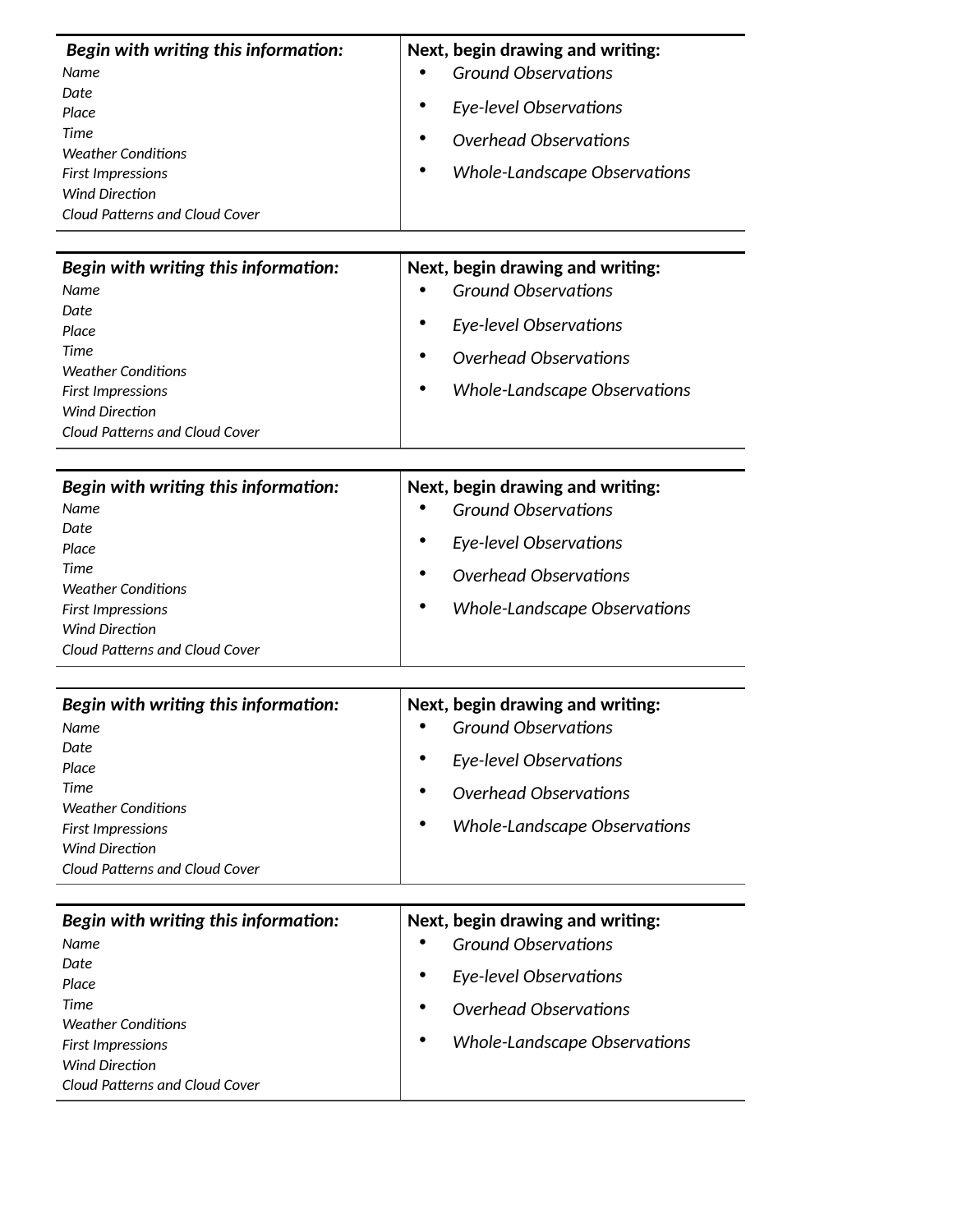| ***Begin with writing this information:***<br>*Name*<br>*Date*<br>*Place*<br>*Time*<br>*Weather Conditions*<br>*First Impressions*<br>*Wind Direction*<br>*Cloud Patterns and Cloud Cover* | **Next, begin drawing and writing:**<br>• *Ground Observations*<br>• *Eye-level Observations*<br>• *Overhead Observations*<br>• *Whole-Landscape Observations* |
|---|---|

| ***Begin with writing this information:***<br>*Name*<br>*Date*<br>*Place*<br>*Time*<br>*Weather Conditions*<br>*First Impressions*<br>*Wind Direction*<br>*Cloud Patterns and Cloud Cover* | **Next, begin drawing and writing:**<br>• *Ground Observations*<br>• *Eye-level Observations*<br>• *Overhead Observations*<br>• *Whole-Landscape Observations* |
|---|---|

| ***Begin with writing this information:***<br>*Name*<br>*Date*<br>*Place*<br>*Time*<br>*Weather Conditions*<br>*First Impressions*<br>*Wind Direction*<br>*Cloud Patterns and Cloud Cover* | **Next, begin drawing and writing:**<br>• *Ground Observations*<br>• *Eye-level Observations*<br>• *Overhead Observations*<br>• *Whole-Landscape Observations* |
|---|---|

| ***Begin with writing this information:***<br>*Name*<br>*Date*<br>*Place*<br>*Time*<br>*Weather Conditions*<br>*First Impressions*<br>*Wind Direction*<br>*Cloud Patterns and Cloud Cover* | **Next, begin drawing and writing:**<br>• *Ground Observations*<br>• *Eye-level Observations*<br>• *Overhead Observations*<br>• *Whole-Landscape Observations* |
|---|---|

| ***Begin with writing this information:***<br>*Name*<br>*Date*<br>*Place*<br>*Time*<br>*Weather Conditions*<br>*First Impressions*<br>*Wind Direction*<br>*Cloud Patterns and Cloud Cover* | **Next, begin drawing and writing:**<br>• *Ground Observations*<br>• *Eye-level Observations*<br>• *Overhead Observations*<br>• *Whole-Landscape Observations* |
|---|---|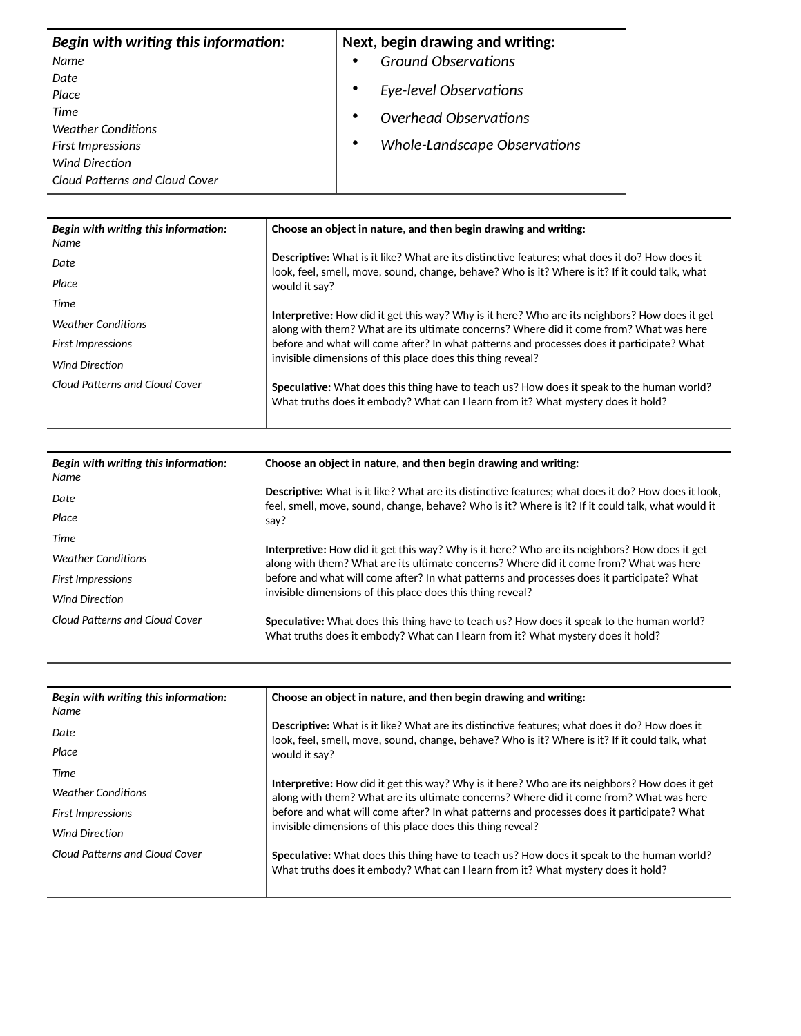| *Begin with writing this information:* | Next, begin drawing and writing: |
|---|---|
| *Name*<br>*Date*<br>*Place*<br>*Time*<br>*Weather Conditions*<br>*First Impressions*<br>*Wind Direction*<br>*Cloud Patterns and Cloud Cover* | • *Ground Observations*<br>• *Eye-level Observations*<br>• *Overhead Observations*<br>• *Whole-Landscape Observations* |

| *Begin with writing this information:* | Choose an object in nature, and then begin drawing and writing: |
|---|---|
| *Name*<br>*Date*<br>*Place*<br>*Time*<br>*Weather Conditions*<br>*First Impressions*<br>*Wind Direction*<br>*Cloud Patterns and Cloud Cover* | **Descriptive:** What is it like? What are its distinctive features; what does it do? How does it look, feel, smell, move, sound, change, behave? Who is it? Where is it? If it could talk, what would it say?<br><br>**Interpretive:** How did it get this way? Why is it here? Who are its neighbors? How does it get along with them? What are its ultimate concerns? Where did it come from? What was here before and what will come after? In what patterns and processes does it participate? What invisible dimensions of this place does this thing reveal?<br><br>**Speculative:** What does this thing have to teach us? How does it speak to the human world? What truths does it embody? What can I learn from it? What mystery does it hold? |

| *Begin with writing this information:* | Choose an object in nature, and then begin drawing and writing: |
|---|---|
| *Name*<br>*Date*<br>*Place*<br>*Time*<br>*Weather Conditions*<br>*First Impressions*<br>*Wind Direction*<br>*Cloud Patterns and Cloud Cover* | **Descriptive:** What is it like? What are its distinctive features; what does it do? How does it look, feel, smell, move, sound, change, behave? Who is it? Where is it? If it could talk, what would it say?<br><br>**Interpretive:** How did it get this way? Why is it here? Who are its neighbors? How does it get along with them? What are its ultimate concerns? Where did it come from? What was here before and what will come after? In what patterns and processes does it participate? What invisible dimensions of this place does this thing reveal?<br><br>**Speculative:** What does this thing have to teach us? How does it speak to the human world? What truths does it embody? What can I learn from it? What mystery does it hold? |

| *Begin with writing this information:* | Choose an object in nature, and then begin drawing and writing: |
|---|---|
| *Name*<br>*Date*<br>*Place*<br>*Time*<br>*Weather Conditions*<br>*First Impressions*<br>*Wind Direction*<br>*Cloud Patterns and Cloud Cover* | **Descriptive:** What is it like? What are its distinctive features; what does it do? How does it look, feel, smell, move, sound, change, behave? Who is it? Where is it? If it could talk, what would it say?<br><br>**Interpretive:** How did it get this way? Why is it here? Who are its neighbors? How does it get along with them? What are its ultimate concerns? Where did it come from? What was here before and what will come after? In what patterns and processes does it participate? What invisible dimensions of this place does this thing reveal?<br><br>**Speculative:** What does this thing have to teach us? How does it speak to the human world? What truths does it embody? What can I learn from it? What mystery does it hold? |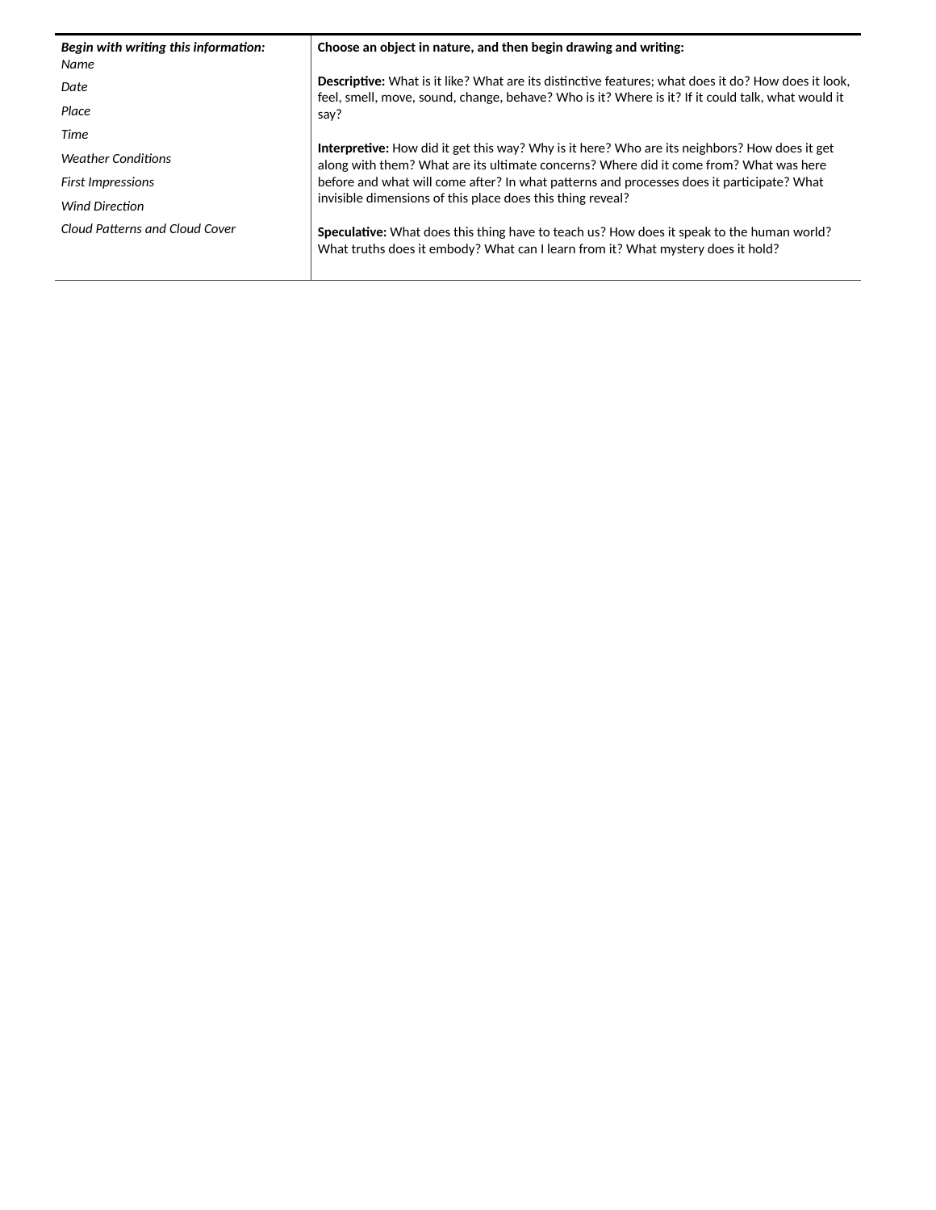| Begin with writing this information: | Choose an object in nature, and then begin drawing and writing: |
|---|---|
| *Name*<br>*Date*<br>*Place*<br>*Time*<br>*Weather Conditions*<br>*First Impressions*<br>*Wind Direction*<br>*Cloud Patterns and Cloud Cover* | **Descriptive:** What is it like? What are its distinctive features; what does it do? How does it look, feel, smell, move, sound, change, behave? Who is it? Where is it? If it could talk, what would it say?<br><br>**Interpretive:** How did it get this way? Why is it here? Who are its neighbors? How does it get along with them? What are its ultimate concerns? Where did it come from? What was here before and what will come after? In what patterns and processes does it participate? What invisible dimensions of this place does this thing reveal?<br><br>**Speculative:** What does this thing have to teach us? How does it speak to the human world? What truths does it embody? What can I learn from it? What mystery does it hold? |